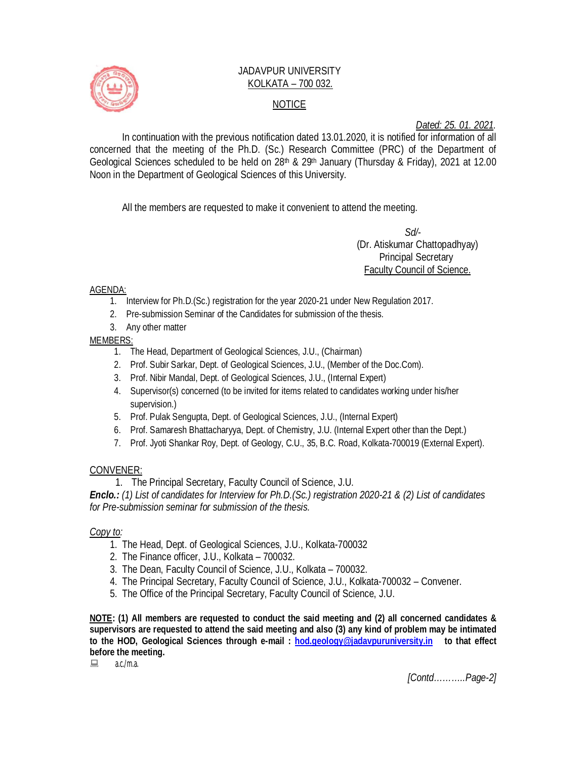JADAVPUR UNIVERSITY
KOLKATA – 700 032.

NOTICE

*Dated: 25. 01. 2021.*

In continuation with the previous notification dated 13.01.2020, it is notified for information of all concerned that the meeting of the Ph.D. (Sc.) Research Committee (PRC) of the Department of Geological Sciences scheduled to be held on 28th & 29th January (Thursday & Friday), 2021 at 12.00 Noon in the Department of Geological Sciences of this University.

All the members are requested to make it convenient to attend the meeting.

*Sd/-*
(Dr. Atiskumar Chattopadhyay)
Principal Secretary
Faculty Council of Science.

AGENDA:

1. Interview for Ph.D.(Sc.) registration for the year 2020-21 under New Regulation 2017.
2. Pre-submission Seminar of the Candidates for submission of the thesis.
3. Any other matter

MEMBERS:

1. The Head, Department of Geological Sciences, J.U., (Chairman)
2. Prof. Subir Sarkar, Dept. of Geological Sciences, J.U., (Member of the Doc.Com).
3. Prof. Nibir Mandal, Dept. of Geological Sciences, J.U., (Internal Expert)
4. Supervisor(s) concerned (to be invited for items related to candidates working under his/her supervision.)
5. Prof. Pulak Sengupta, Dept. of Geological Sciences, J.U., (Internal Expert)
6. Prof. Samaresh Bhattacharyya, Dept. of Chemistry, J.U. (Internal Expert other than the Dept.)
7. Prof. Jyoti Shankar Roy, Dept. of Geology, C.U., 35, B.C. Road, Kolkata-700019 (External Expert).

CONVENER:

1. The Principal Secretary, Faculty Council of Science, J.U.

***Enclo.:*** *(1) List of candidates for Interview for Ph.D.(Sc.) registration 2020-21 & (2) List of candidates for Pre-submission seminar for submission of the thesis.*

*Copy to:*

1. The Head, Dept. of Geological Sciences, J.U., Kolkata-700032
2. The Finance officer, J.U., Kolkata – 700032.
3. The Dean, Faculty Council of Science, J.U., Kolkata – 700032.
4. The Principal Secretary, Faculty Council of Science, J.U., Kolkata-700032 – Convener.
5. The Office of the Principal Secretary, Faculty Council of Science, J.U.

**NOTE: (1) All members are requested to conduct the said meeting and (2) all concerned candidates & supervisors are requested to attend the said meeting and also (3) any kind of problem may be intimated to the HOD, Geological Sciences through e-mail : hod.geology@jadavpuruniversity.in to that effect before the meeting.**

a.c./m.a.

*[Contd………..Page-2]*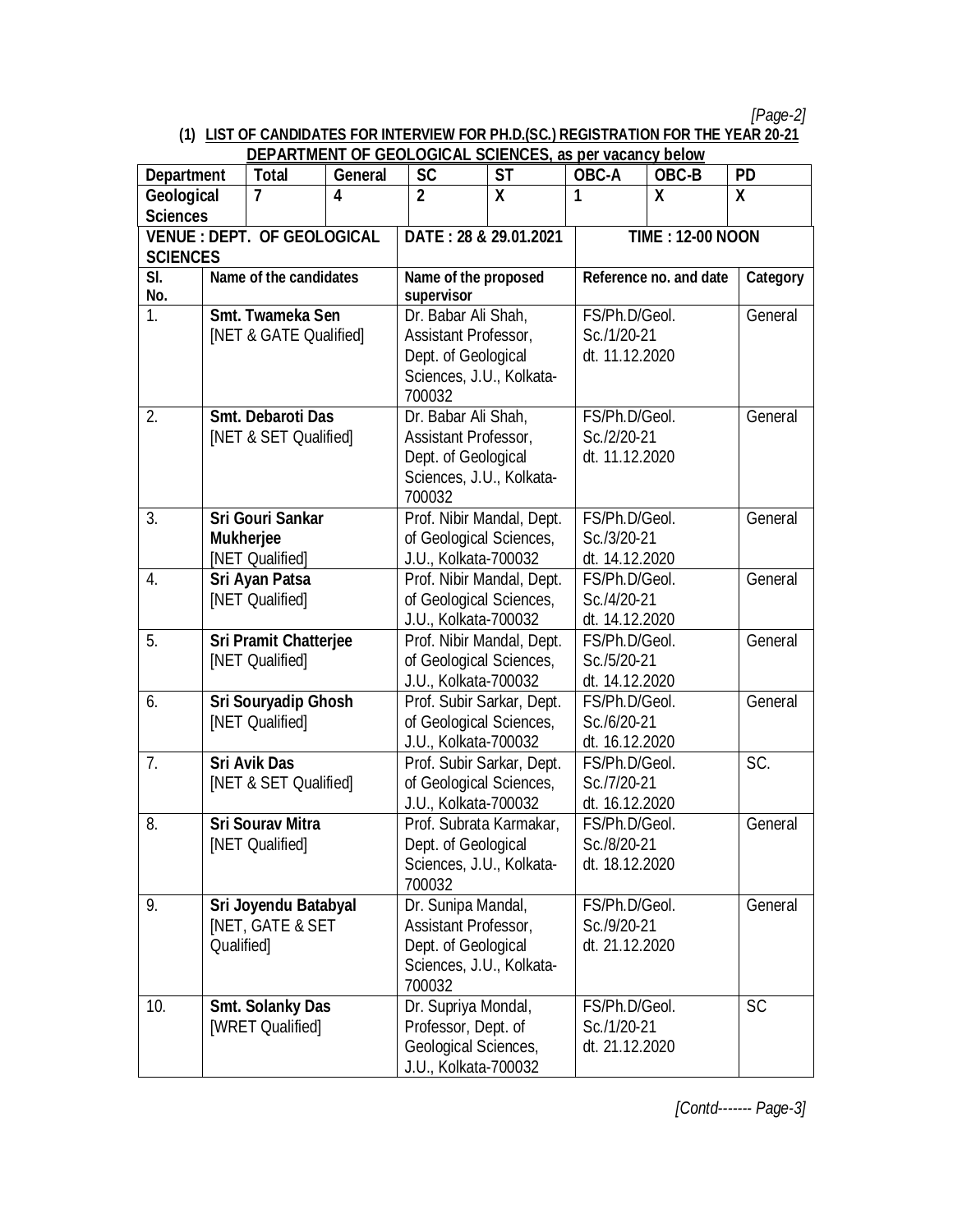**(1) LIST OF CANDIDATES FOR INTERVIEW FOR PH.D.(SC.) REGISTRATION FOR THE YEAR 20-21 DEPARTMENT OF GEOLOGICAL SCIENCES, as per vacancy below**

| Department | Total | General | SC | ST | OBC-A | OBC-B | PD |
|---|---|---|---|---|---|---|---|
| Geological Sciences | 7 | 4 | 2 | X | 1 | X | X |

**VENUE : DEPT. OF GEOLOGICAL SCIENCES** | **DATE : 28 & 29.01.2021** | **TIME : 12-00 NOON**

| Sl. No. | Name of the candidates | Name of the proposed supervisor | Reference no. and date | Category |
|---|---|---|---|---|
| 1. | **Smt. Twameka Sen** [NET & GATE Qualified] | Dr. Babar Ali Shah, Assistant Professor, Dept. of Geological Sciences, J.U., Kolkata-700032 | FS/Ph.D/Geol. Sc./1/20-21 dt. 11.12.2020 | General |
| 2. | **Smt. Debaroti Das** [NET & SET Qualified] | Dr. Babar Ali Shah, Assistant Professor, Dept. of Geological Sciences, J.U., Kolkata-700032 | FS/Ph.D/Geol. Sc./2/20-21 dt. 11.12.2020 | General |
| 3. | **Sri Gouri Sankar Mukherjee** [NET Qualified] | Prof. Nibir Mandal, Dept. of Geological Sciences, J.U., Kolkata-700032 | FS/Ph.D/Geol. Sc./3/20-21 dt. 14.12.2020 | General |
| 4. | **Sri Ayan Patsa** [NET Qualified] | Prof. Nibir Mandal, Dept. of Geological Sciences, J.U., Kolkata-700032 | FS/Ph.D/Geol. Sc./4/20-21 dt. 14.12.2020 | General |
| 5. | **Sri Pramit Chatterjee** [NET Qualified] | Prof. Nibir Mandal, Dept. of Geological Sciences, J.U., Kolkata-700032 | FS/Ph.D/Geol. Sc./5/20-21 dt. 14.12.2020 | General |
| 6. | **Sri Souryadip Ghosh** [NET Qualified] | Prof. Subir Sarkar, Dept. of Geological Sciences, J.U., Kolkata-700032 | FS/Ph.D/Geol. Sc./6/20-21 dt. 16.12.2020 | General |
| 7. | **Sri Avik Das** [NET & SET Qualified] | Prof. Subir Sarkar, Dept. of Geological Sciences, J.U., Kolkata-700032 | FS/Ph.D/Geol. Sc./7/20-21 dt. 16.12.2020 | SC. |
| 8. | **Sri Sourav Mitra** [NET Qualified] | Prof. Subrata Karmakar, Dept. of Geological Sciences, J.U., Kolkata-700032 | FS/Ph.D/Geol. Sc./8/20-21 dt. 18.12.2020 | General |
| 9. | **Sri Joyendu Batabyal** [NET, GATE & SET Qualified] | Dr. Sunipa Mandal, Assistant Professor, Dept. of Geological Sciences, J.U., Kolkata-700032 | FS/Ph.D/Geol. Sc./9/20-21 dt. 21.12.2020 | General |
| 10. | **Smt. Solanky Das** [WRET Qualified] | Dr. Supriya Mondal, Professor, Dept. of Geological Sciences, J.U., Kolkata-700032 | FS/Ph.D/Geol. Sc./1/20-21 dt. 21.12.2020 | SC |

*[Contd------- Page-3]*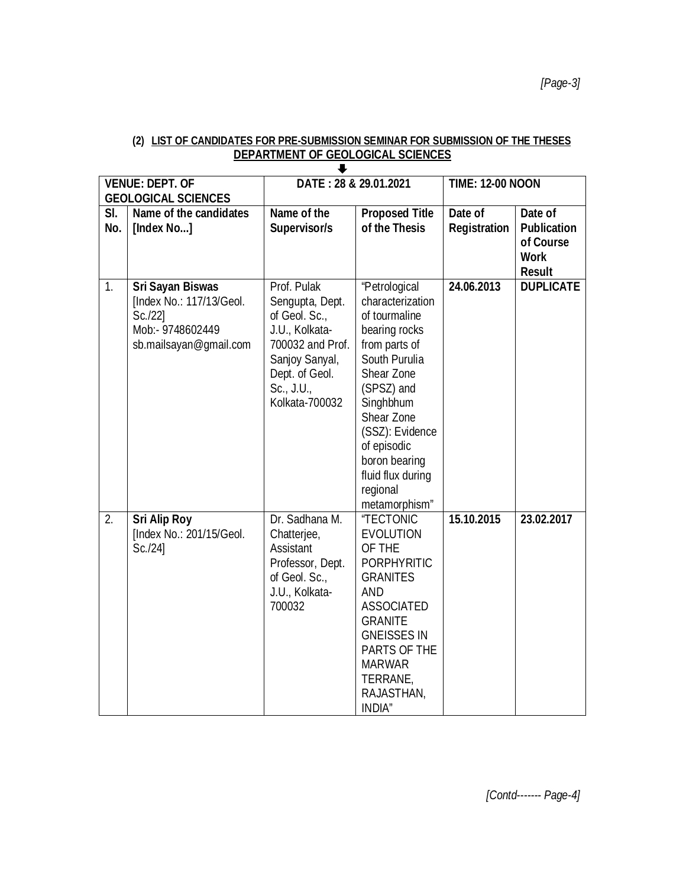**(2) LIST OF CANDIDATES FOR PRE-SUBMISSION SEMINAR FOR SUBMISSION OF THE THESES**
**DEPARTMENT OF GEOLOGICAL SCIENCES**

| VENUE: DEPT. OF GEOLOGICAL SCIENCES | | DATE : 28 & 29.01.2021 | | TIME: 12-00 NOON | |
|---|---|---|---|---|---|
| **Sl. No.** | **Name of the candidates [Index No...]** | **Name of the Supervisor/s** | **Proposed Title of the Thesis** | **Date of Registration** | **Date of Publication of Course Work Result** |
| 1. | **Sri Sayan Biswas** [Index No.: 117/13/Geol. Sc./22] Mob:- 9748602449 sb.mailsayan@gmail.com | Prof. Pulak Sengupta, Dept. of Geol. Sc., J.U., Kolkata-700032 and Prof. Sanjoy Sanyal, Dept. of Geol. Sc., J.U., Kolkata-700032 | "Petrological characterization of tourmaline bearing rocks from parts of South Purulia Shear Zone (SPSZ) and Singhbhum Shear Zone (SSZ): Evidence of episodic boron bearing fluid flux during regional metamorphism" | **24.06.2013** | **DUPLICATE** |
| 2. | **Sri Alip Roy** [Index No.: 201/15/Geol. Sc./24] | Dr. Sadhana M. Chatterjee, Assistant Professor, Dept. of Geol. Sc., J.U., Kolkata-700032 | "TECTONIC EVOLUTION OF THE PORPHYRITIC GRANITES AND ASSOCIATED GRANITE GNEISSES IN PARTS OF THE MARWAR TERRANE, RAJASTHAN, INDIA" | **15.10.2015** | **23.02.2017** |

*[Contd------- Page-4]*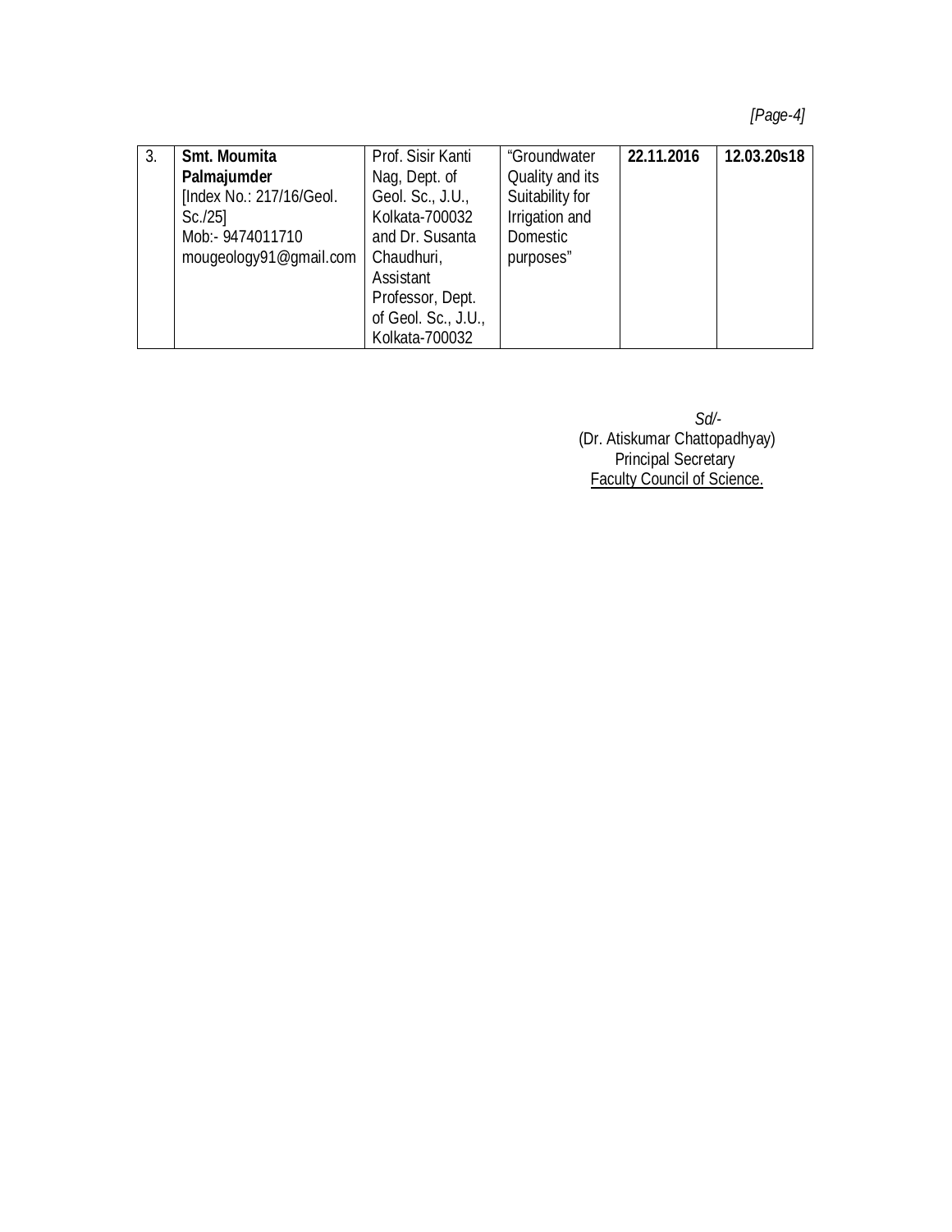| | | | | | |
|---|---|---|---|---|---|
| 3. | **Smt. Moumita Palmajumder** [Index No.: 217/16/Geol. Sc./25] Mob:- 9474011710 mougeology91@gmail.com | Prof. Sisir Kanti Nag, Dept. of Geol. Sc., J.U., Kolkata-700032 and Dr. Susanta Chaudhuri, Assistant Professor, Dept. of Geol. Sc., J.U., Kolkata-700032 | "Groundwater Quality and its Suitability for Irrigation and Domestic purposes" | **22.11.2016** | **12.03.20s18** |

*Sd/-*
(Dr. Atiskumar Chattopadhyay)
Principal Secretary
Faculty Council of Science.